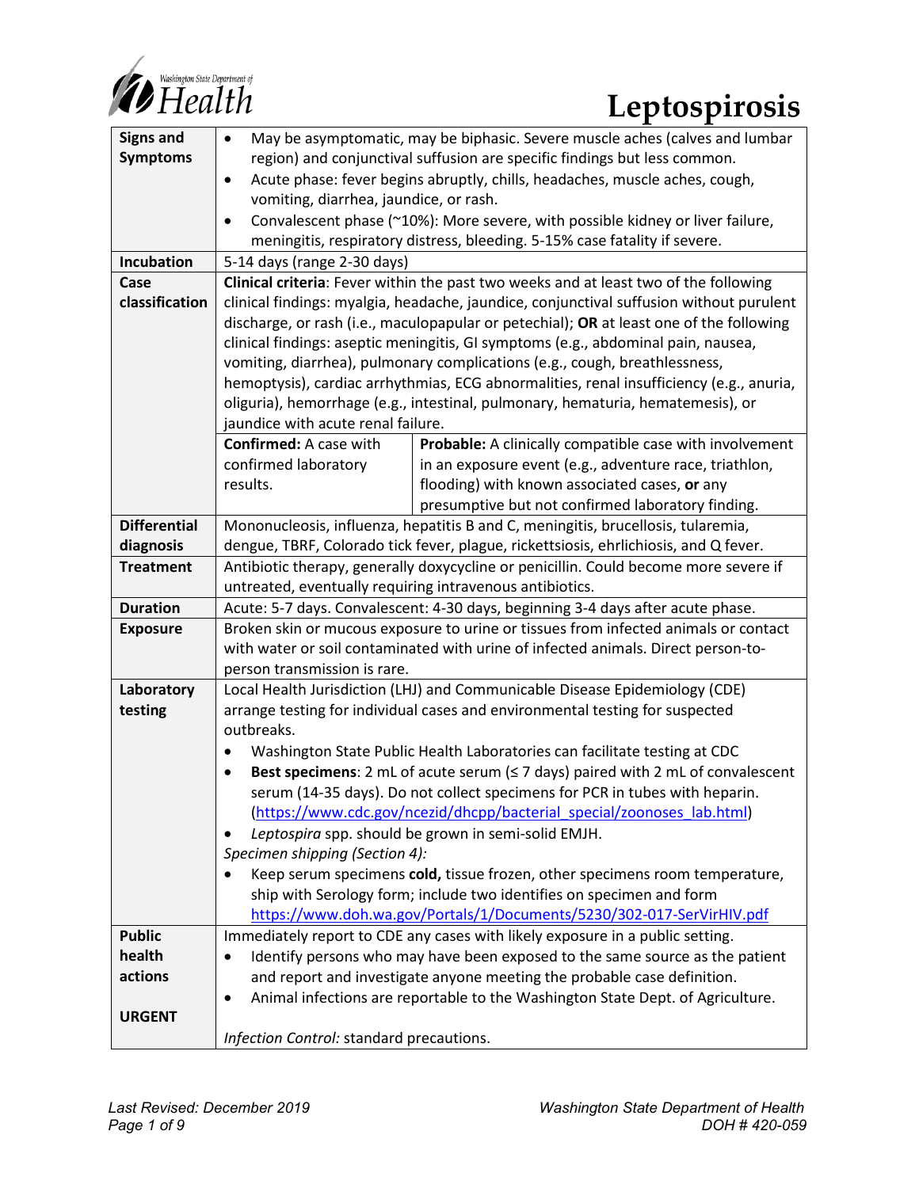# Leptospirosis

| | | |
|---|---|---|
| **Signs and Symptoms** | • May be asymptomatic, may be biphasic. Severe muscle aches (calves and lumbar region) and conjunctival suffusion are specific findings but less common.<br>• Acute phase: fever begins abruptly, chills, headaches, muscle aches, cough, vomiting, diarrhea, jaundice, or rash.<br>• Convalescent phase (~10%): More severe, with possible kidney or liver failure, meningitis, respiratory distress, bleeding. 5-15% case fatality if severe. | |
| **Incubation** | 5-14 days (range 2-30 days) | |
| **Case classification** | **Clinical criteria**: Fever within the past two weeks and at least two of the following clinical findings: myalgia, headache, jaundice, conjunctival suffusion without purulent discharge, or rash (i.e., maculopapular or petechial); **OR** at least one of the following clinical findings: aseptic meningitis, GI symptoms (e.g., abdominal pain, nausea, vomiting, diarrhea), pulmonary complications (e.g., cough, breathlessness, hemoptysis), cardiac arrhythmias, ECG abnormalities, renal insufficiency (e.g., anuria, oliguria), hemorrhage (e.g., intestinal, pulmonary, hematuria, hematemesis), or jaundice with acute renal failure. | |
| | **Confirmed:** A case with confirmed laboratory results. | **Probable:** A clinically compatible case with involvement in an exposure event (e.g., adventure race, triathlon, flooding) with known associated cases, **or** any presumptive but not confirmed laboratory finding. |
| **Differential diagnosis** | Mononucleosis, influenza, hepatitis B and C, meningitis, brucellosis, tularemia, dengue, TBRF, Colorado tick fever, plague, rickettsiosis, ehrlichiosis, and Q fever. | |
| **Treatment** | Antibiotic therapy, generally doxycycline or penicillin. Could become more severe if untreated, eventually requiring intravenous antibiotics. | |
| **Duration** | Acute: 5-7 days. Convalescent: 4-30 days, beginning 3-4 days after acute phase. | |
| **Exposure** | Broken skin or mucous exposure to urine or tissues from infected animals or contact with water or soil contaminated with urine of infected animals. Direct person-to-person transmission is rare. | |
| **Laboratory testing** | Local Health Jurisdiction (LHJ) and Communicable Disease Epidemiology (CDE) arrange testing for individual cases and environmental testing for suspected outbreaks.<br>• Washington State Public Health Laboratories can facilitate testing at CDC<br>• **Best specimens**: 2 mL of acute serum (≤ 7 days) paired with 2 mL of convalescent serum (14-35 days). Do not collect specimens for PCR in tubes with heparin. (https://www.cdc.gov/ncezid/dhcpp/bacterial_special/zoonoses_lab.html)<br>• *Leptospira* spp. should be grown in semi-solid EMJH.<br>*Specimen shipping (Section 4):*<br>• Keep serum specimens **cold,** tissue frozen, other specimens room temperature, ship with Serology form; include two identifies on specimen and form https://www.doh.wa.gov/Portals/1/Documents/5230/302-017-SerVirHIV.pdf | |
| **Public health actions**<br><br>**URGENT** | Immediately report to CDE any cases with likely exposure in a public setting.<br>• Identify persons who may have been exposed to the same source as the patient and report and investigate anyone meeting the probable case definition.<br>• Animal infections are reportable to the Washington State Dept. of Agriculture.<br><br>*Infection Control:* standard precautions. | |

*Last Revised: December 2019*

*Washington State Department of Health*
*DOH # 420-059*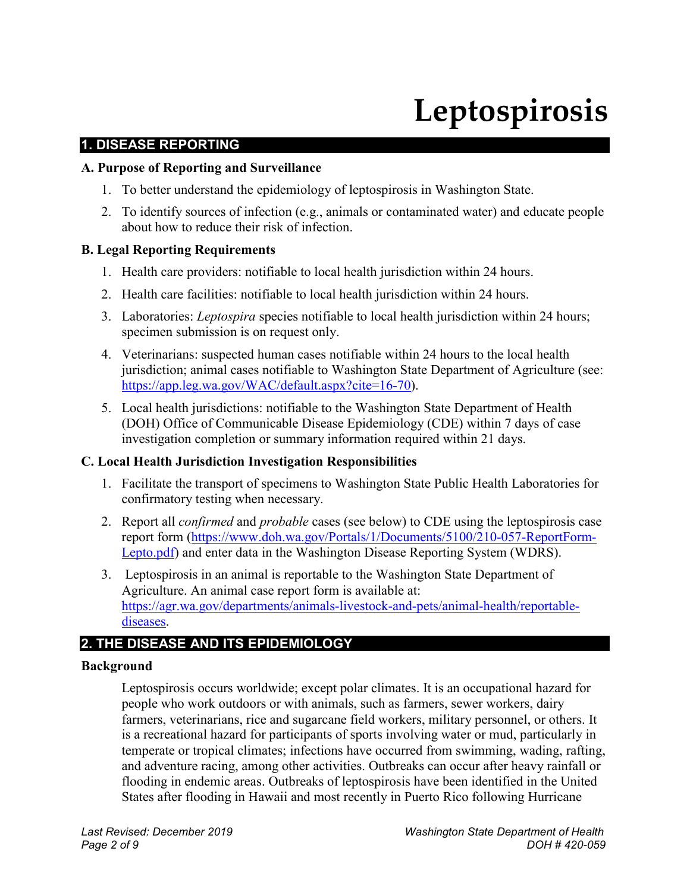# Leptospirosis

## 1. DISEASE REPORTING

### A. Purpose of Reporting and Surveillance

1. To better understand the epidemiology of leptospirosis in Washington State.
2. To identify sources of infection (e.g., animals or contaminated water) and educate people about how to reduce their risk of infection.

### B. Legal Reporting Requirements

1. Health care providers: notifiable to local health jurisdiction within 24 hours.
2. Health care facilities: notifiable to local health jurisdiction within 24 hours.
3. Laboratories: *Leptospira* species notifiable to local health jurisdiction within 24 hours; specimen submission is on request only.
4. Veterinarians: suspected human cases notifiable within 24 hours to the local health jurisdiction; animal cases notifiable to Washington State Department of Agriculture (see: https://app.leg.wa.gov/WAC/default.aspx?cite=16-70).
5. Local health jurisdictions: notifiable to the Washington State Department of Health (DOH) Office of Communicable Disease Epidemiology (CDE) within 7 days of case investigation completion or summary information required within 21 days.

### C. Local Health Jurisdiction Investigation Responsibilities

1. Facilitate the transport of specimens to Washington State Public Health Laboratories for confirmatory testing when necessary.
2. Report all *confirmed* and *probable* cases (see below) to CDE using the leptospirosis case report form (https://www.doh.wa.gov/Portals/1/Documents/5100/210-057-ReportForm-Lepto.pdf) and enter data in the Washington Disease Reporting System (WDRS).
3. Leptospirosis in an animal is reportable to the Washington State Department of Agriculture. An animal case report form is available at: https://agr.wa.gov/departments/animals-livestock-and-pets/animal-health/reportable-diseases.

## 2. THE DISEASE AND ITS EPIDEMIOLOGY

### Background

Leptospirosis occurs worldwide; except polar climates. It is an occupational hazard for people who work outdoors or with animals, such as farmers, sewer workers, dairy farmers, veterinarians, rice and sugarcane field workers, military personnel, or others. It is a recreational hazard for participants of sports involving water or mud, particularly in temperate or tropical climates; infections have occurred from swimming, wading, rafting, and adventure racing, among other activities. Outbreaks can occur after heavy rainfall or flooding in endemic areas. Outbreaks of leptospirosis have been identified in the United States after flooding in Hawaii and most recently in Puerto Rico following Hurricane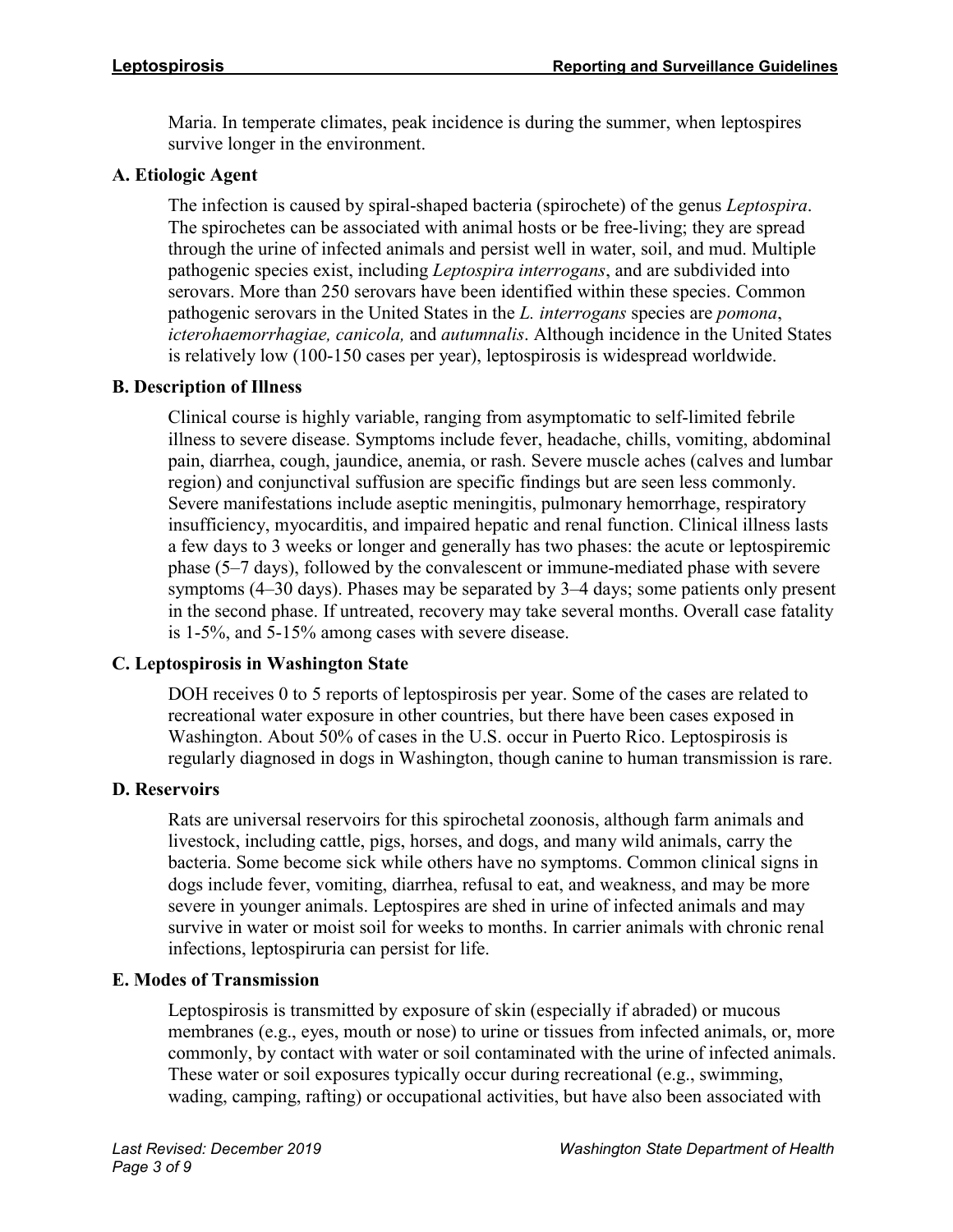Maria. In temperate climates, peak incidence is during the summer, when leptospires survive longer in the environment.

### A. Etiologic Agent

The infection is caused by spiral-shaped bacteria (spirochete) of the genus *Leptospira*. The spirochetes can be associated with animal hosts or be free-living; they are spread through the urine of infected animals and persist well in water, soil, and mud. Multiple pathogenic species exist, including *Leptospira interrogans*, and are subdivided into serovars. More than 250 serovars have been identified within these species. Common pathogenic serovars in the United States in the *L. interrogans* species are *pomona*, *icterohaemorrhagiae, canicola,* and *autumnalis*. Although incidence in the United States is relatively low (100-150 cases per year), leptospirosis is widespread worldwide.

### B. Description of Illness

Clinical course is highly variable, ranging from asymptomatic to self-limited febrile illness to severe disease. Symptoms include fever, headache, chills, vomiting, abdominal pain, diarrhea, cough, jaundice, anemia, or rash. Severe muscle aches (calves and lumbar region) and conjunctival suffusion are specific findings but are seen less commonly. Severe manifestations include aseptic meningitis, pulmonary hemorrhage, respiratory insufficiency, myocarditis, and impaired hepatic and renal function. Clinical illness lasts a few days to 3 weeks or longer and generally has two phases: the acute or leptospiremic phase (5–7 days), followed by the convalescent or immune-mediated phase with severe symptoms (4–30 days). Phases may be separated by 3–4 days; some patients only present in the second phase. If untreated, recovery may take several months. Overall case fatality is 1-5%, and 5-15% among cases with severe disease.

### C. Leptospirosis in Washington State

DOH receives 0 to 5 reports of leptospirosis per year. Some of the cases are related to recreational water exposure in other countries, but there have been cases exposed in Washington. About 50% of cases in the U.S. occur in Puerto Rico. Leptospirosis is regularly diagnosed in dogs in Washington, though canine to human transmission is rare.

### D. Reservoirs

Rats are universal reservoirs for this spirochetal zoonosis, although farm animals and livestock, including cattle, pigs, horses, and dogs, and many wild animals, carry the bacteria. Some become sick while others have no symptoms. Common clinical signs in dogs include fever, vomiting, diarrhea, refusal to eat, and weakness, and may be more severe in younger animals. Leptospires are shed in urine of infected animals and may survive in water or moist soil for weeks to months. In carrier animals with chronic renal infections, leptospiruria can persist for life.

### E. Modes of Transmission

Leptospirosis is transmitted by exposure of skin (especially if abraded) or mucous membranes (e.g., eyes, mouth or nose) to urine or tissues from infected animals, or, more commonly, by contact with water or soil contaminated with the urine of infected animals. These water or soil exposures typically occur during recreational (e.g., swimming, wading, camping, rafting) or occupational activities, but have also been associated with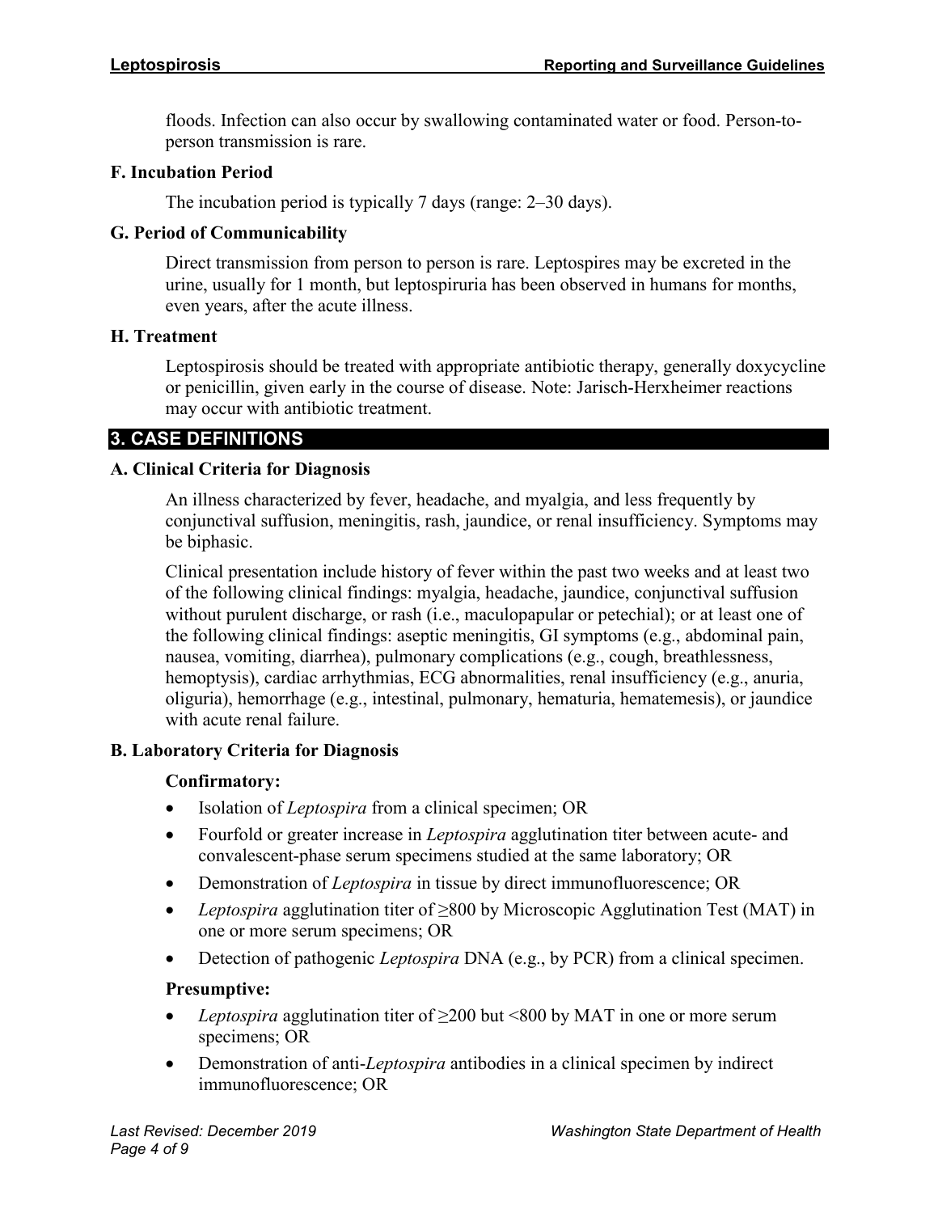floods. Infection can also occur by swallowing contaminated water or food. Person-to-person transmission is rare.

### F. Incubation Period

The incubation period is typically 7 days (range: 2–30 days).

### G. Period of Communicability

Direct transmission from person to person is rare. Leptospires may be excreted in the urine, usually for 1 month, but leptospiruria has been observed in humans for months, even years, after the acute illness.

### H. Treatment

Leptospirosis should be treated with appropriate antibiotic therapy, generally doxycycline or penicillin, given early in the course of disease. Note: Jarisch-Herxheimer reactions may occur with antibiotic treatment.

## 3. CASE DEFINITIONS

### A. Clinical Criteria for Diagnosis

An illness characterized by fever, headache, and myalgia, and less frequently by conjunctival suffusion, meningitis, rash, jaundice, or renal insufficiency. Symptoms may be biphasic.

Clinical presentation include history of fever within the past two weeks and at least two of the following clinical findings: myalgia, headache, jaundice, conjunctival suffusion without purulent discharge, or rash (i.e., maculopapular or petechial); or at least one of the following clinical findings: aseptic meningitis, GI symptoms (e.g., abdominal pain, nausea, vomiting, diarrhea), pulmonary complications (e.g., cough, breathlessness, hemoptysis), cardiac arrhythmias, ECG abnormalities, renal insufficiency (e.g., anuria, oliguria), hemorrhage (e.g., intestinal, pulmonary, hematuria, hematemesis), or jaundice with acute renal failure.

### B. Laboratory Criteria for Diagnosis

**Confirmatory:**

- Isolation of *Leptospira* from a clinical specimen; OR
- Fourfold or greater increase in *Leptospira* agglutination titer between acute- and convalescent-phase serum specimens studied at the same laboratory; OR
- Demonstration of *Leptospira* in tissue by direct immunofluorescence; OR
- *Leptospira* agglutination titer of ≥800 by Microscopic Agglutination Test (MAT) in one or more serum specimens; OR
- Detection of pathogenic *Leptospira* DNA (e.g., by PCR) from a clinical specimen.

**Presumptive:**

- *Leptospira* agglutination titer of ≥200 but <800 by MAT in one or more serum specimens; OR
- Demonstration of anti-*Leptospira* antibodies in a clinical specimen by indirect immunofluorescence; OR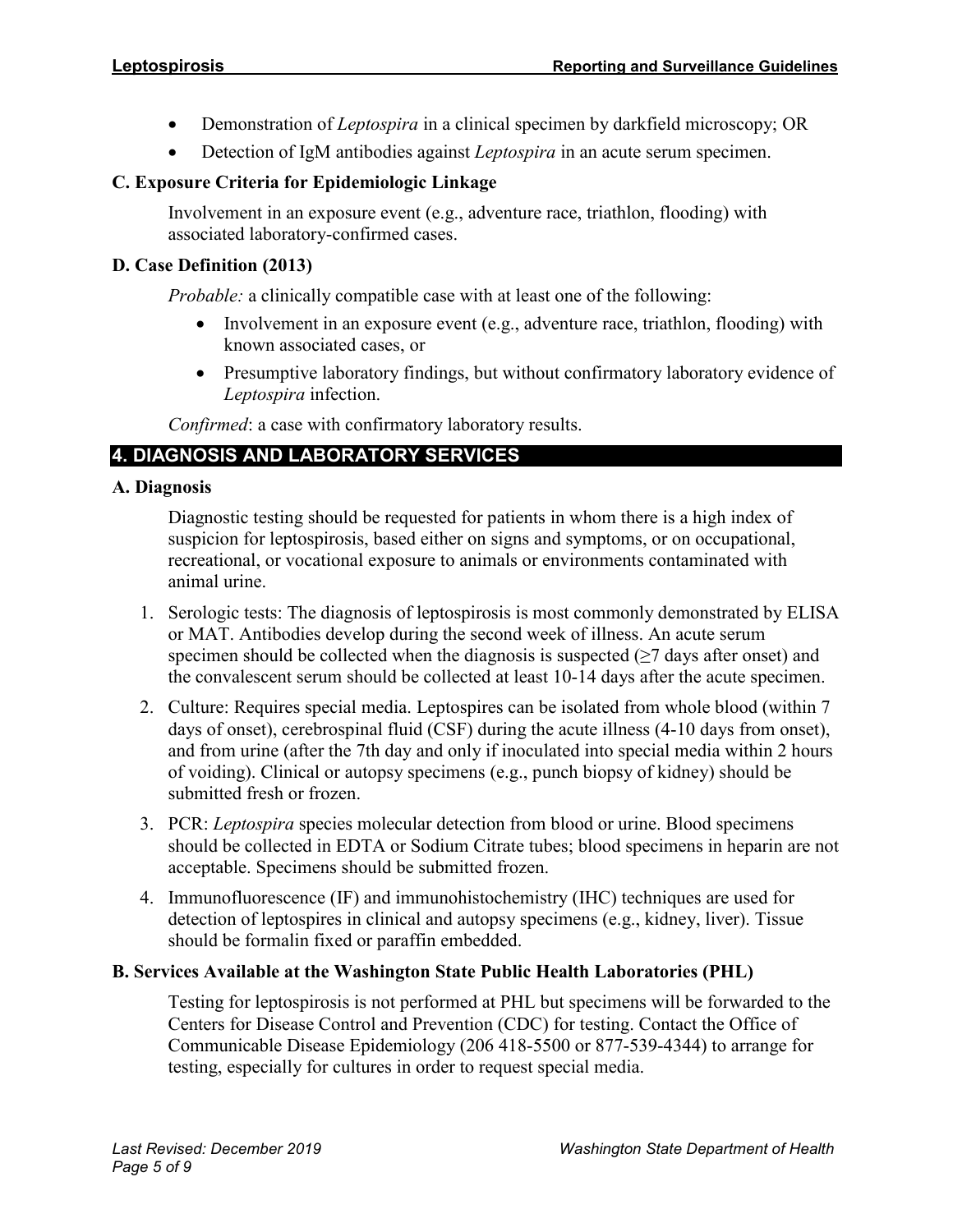- Demonstration of *Leptospira* in a clinical specimen by darkfield microscopy; OR
- Detection of IgM antibodies against *Leptospira* in an acute serum specimen.

### C. Exposure Criteria for Epidemiologic Linkage

Involvement in an exposure event (e.g., adventure race, triathlon, flooding) with associated laboratory-confirmed cases.

### D. Case Definition (2013)

*Probable:* a clinically compatible case with at least one of the following:

- Involvement in an exposure event (e.g., adventure race, triathlon, flooding) with known associated cases, or
- Presumptive laboratory findings, but without confirmatory laboratory evidence of *Leptospira* infection.

*Confirmed*: a case with confirmatory laboratory results.

## 4. DIAGNOSIS AND LABORATORY SERVICES

### A. Diagnosis

Diagnostic testing should be requested for patients in whom there is a high index of suspicion for leptospirosis, based either on signs and symptoms, or on occupational, recreational, or vocational exposure to animals or environments contaminated with animal urine.

1. Serologic tests: The diagnosis of leptospirosis is most commonly demonstrated by ELISA or MAT. Antibodies develop during the second week of illness. An acute serum specimen should be collected when the diagnosis is suspected (≥7 days after onset) and the convalescent serum should be collected at least 10-14 days after the acute specimen.
2. Culture: Requires special media. Leptospires can be isolated from whole blood (within 7 days of onset), cerebrospinal fluid (CSF) during the acute illness (4-10 days from onset), and from urine (after the 7th day and only if inoculated into special media within 2 hours of voiding). Clinical or autopsy specimens (e.g., punch biopsy of kidney) should be submitted fresh or frozen.
3. PCR: *Leptospira* species molecular detection from blood or urine. Blood specimens should be collected in EDTA or Sodium Citrate tubes; blood specimens in heparin are not acceptable. Specimens should be submitted frozen.
4. Immunofluorescence (IF) and immunohistochemistry (IHC) techniques are used for detection of leptospires in clinical and autopsy specimens (e.g., kidney, liver). Tissue should be formalin fixed or paraffin embedded.

### B. Services Available at the Washington State Public Health Laboratories (PHL)

Testing for leptospirosis is not performed at PHL but specimens will be forwarded to the Centers for Disease Control and Prevention (CDC) for testing. Contact the Office of Communicable Disease Epidemiology (206 418-5500 or 877-539-4344) to arrange for testing, especially for cultures in order to request special media.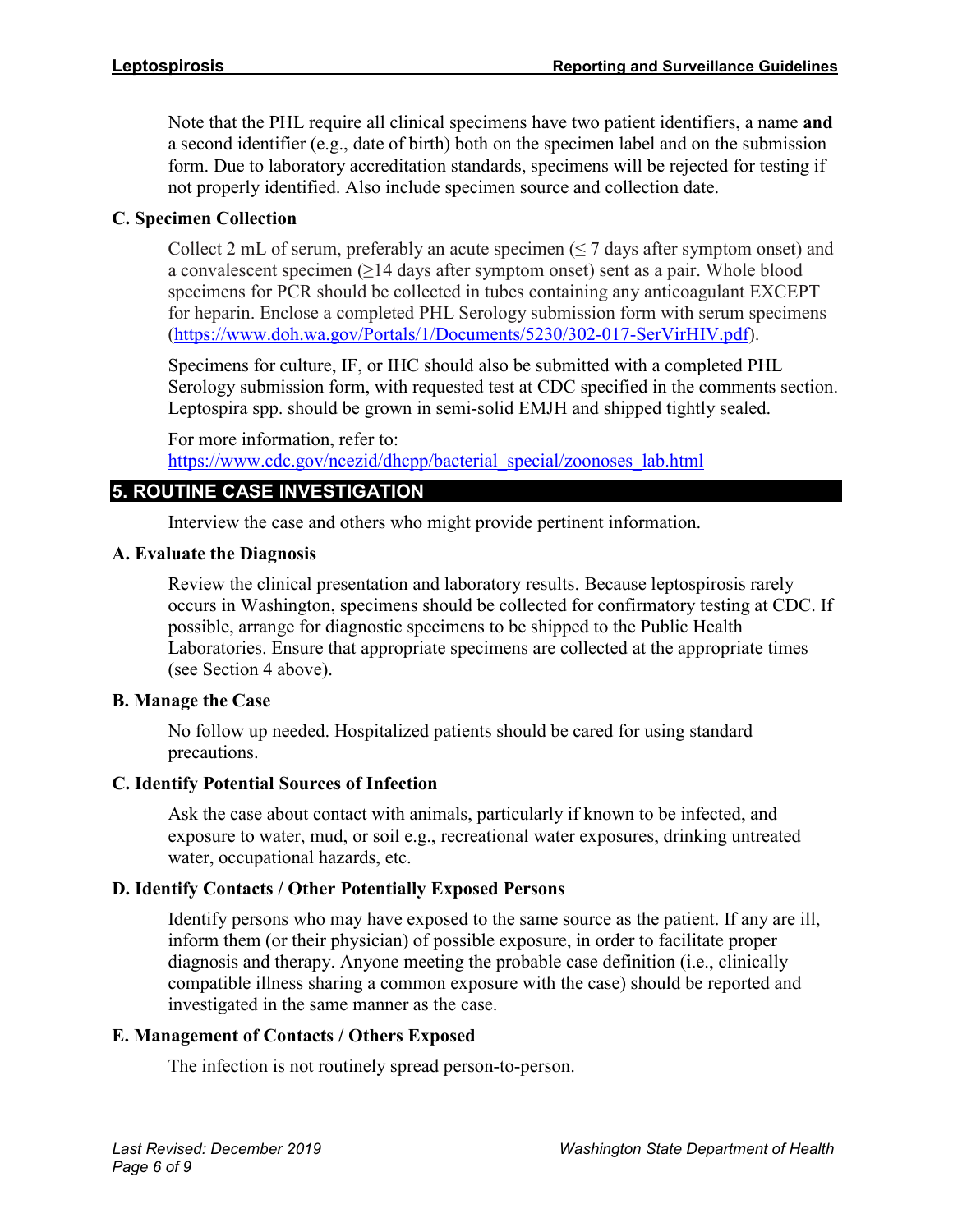Note that the PHL require all clinical specimens have two patient identifiers, a name **and** a second identifier (e.g., date of birth) both on the specimen label and on the submission form. Due to laboratory accreditation standards, specimens will be rejected for testing if not properly identified. Also include specimen source and collection date.

### C. Specimen Collection

Collect 2 mL of serum, preferably an acute specimen ($\leq$ 7 days after symptom onset) and a convalescent specimen ($\geq$14 days after symptom onset) sent as a pair. Whole blood specimens for PCR should be collected in tubes containing any anticoagulant EXCEPT for heparin. Enclose a completed PHL Serology submission form with serum specimens (https://www.doh.wa.gov/Portals/1/Documents/5230/302-017-SerVirHIV.pdf).

Specimens for culture, IF, or IHC should also be submitted with a completed PHL Serology submission form, with requested test at CDC specified in the comments section. Leptospira spp. should be grown in semi-solid EMJH and shipped tightly sealed.

For more information, refer to: https://www.cdc.gov/ncezid/dhcpp/bacterial_special/zoonoses_lab.html

## 5. ROUTINE CASE INVESTIGATION

Interview the case and others who might provide pertinent information.

### A. Evaluate the Diagnosis

Review the clinical presentation and laboratory results. Because leptospirosis rarely occurs in Washington, specimens should be collected for confirmatory testing at CDC. If possible, arrange for diagnostic specimens to be shipped to the Public Health Laboratories. Ensure that appropriate specimens are collected at the appropriate times (see Section 4 above).

### B. Manage the Case

No follow up needed. Hospitalized patients should be cared for using standard precautions.

### C. Identify Potential Sources of Infection

Ask the case about contact with animals, particularly if known to be infected, and exposure to water, mud, or soil e.g., recreational water exposures, drinking untreated water, occupational hazards, etc.

### D. Identify Contacts / Other Potentially Exposed Persons

Identify persons who may have exposed to the same source as the patient. If any are ill, inform them (or their physician) of possible exposure, in order to facilitate proper diagnosis and therapy. Anyone meeting the probable case definition (i.e., clinically compatible illness sharing a common exposure with the case) should be reported and investigated in the same manner as the case.

### E. Management of Contacts / Others Exposed

The infection is not routinely spread person-to-person.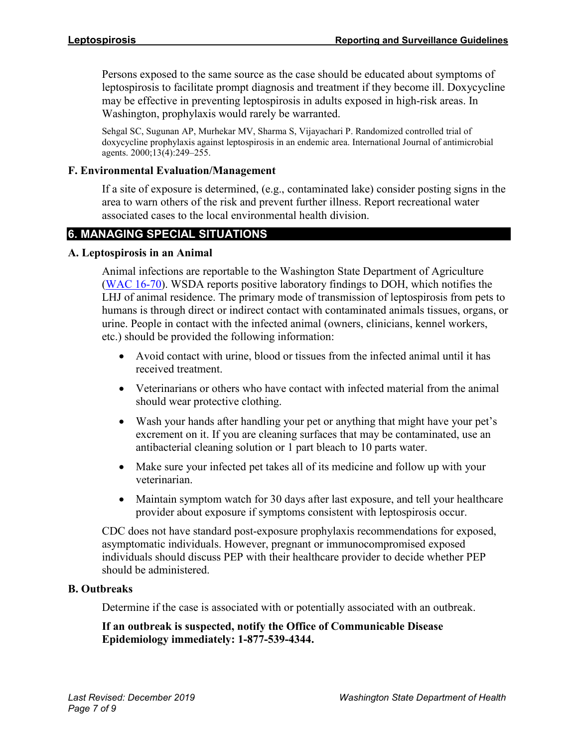Persons exposed to the same source as the case should be educated about symptoms of leptospirosis to facilitate prompt diagnosis and treatment if they become ill. Doxycycline may be effective in preventing leptospirosis in adults exposed in high-risk areas. In Washington, prophylaxis would rarely be warranted.

Sehgal SC, Sugunan AP, Murhekar MV, Sharma S, Vijayachari P. Randomized controlled trial of doxycycline prophylaxis against leptospirosis in an endemic area. International Journal of antimicrobial agents. 2000;13(4):249–255.

### F. Environmental Evaluation/Management

If a site of exposure is determined, (e.g., contaminated lake) consider posting signs in the area to warn others of the risk and prevent further illness. Report recreational water associated cases to the local environmental health division.

## 6. MANAGING SPECIAL SITUATIONS

### A. Leptospirosis in an Animal

Animal infections are reportable to the Washington State Department of Agriculture (WAC 16-70). WSDA reports positive laboratory findings to DOH, which notifies the LHJ of animal residence. The primary mode of transmission of leptospirosis from pets to humans is through direct or indirect contact with contaminated animals tissues, organs, or urine. People in contact with the infected animal (owners, clinicians, kennel workers, etc.) should be provided the following information:

- Avoid contact with urine, blood or tissues from the infected animal until it has received treatment.
- Veterinarians or others who have contact with infected material from the animal should wear protective clothing.
- Wash your hands after handling your pet or anything that might have your pet's excrement on it. If you are cleaning surfaces that may be contaminated, use an antibacterial cleaning solution or 1 part bleach to 10 parts water.
- Make sure your infected pet takes all of its medicine and follow up with your veterinarian.
- Maintain symptom watch for 30 days after last exposure, and tell your healthcare provider about exposure if symptoms consistent with leptospirosis occur.

CDC does not have standard post-exposure prophylaxis recommendations for exposed, asymptomatic individuals. However, pregnant or immunocompromised exposed individuals should discuss PEP with their healthcare provider to decide whether PEP should be administered.

### B. Outbreaks

Determine if the case is associated with or potentially associated with an outbreak.

**If an outbreak is suspected, notify the Office of Communicable Disease Epidemiology immediately: 1-877-539-4344.**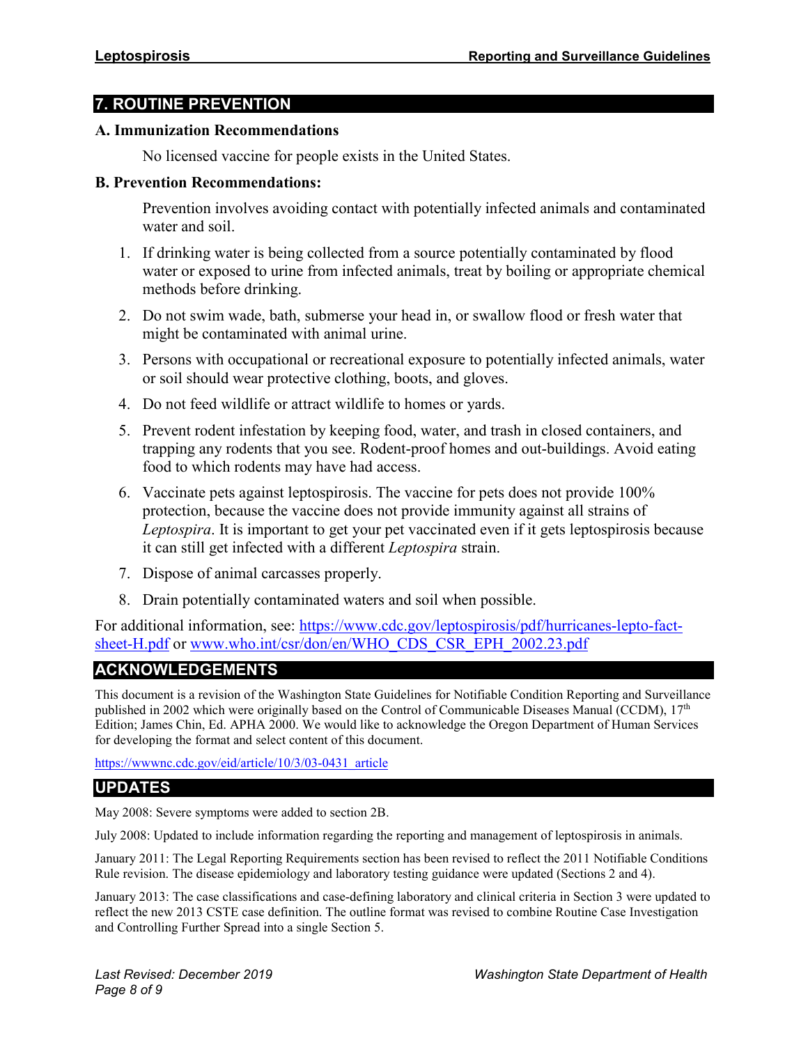## 7. ROUTINE PREVENTION

### A. Immunization Recommendations

No licensed vaccine for people exists in the United States.

### B. Prevention Recommendations:

Prevention involves avoiding contact with potentially infected animals and contaminated water and soil.

1. If drinking water is being collected from a source potentially contaminated by flood water or exposed to urine from infected animals, treat by boiling or appropriate chemical methods before drinking.
2. Do not swim wade, bath, submerse your head in, or swallow flood or fresh water that might be contaminated with animal urine.
3. Persons with occupational or recreational exposure to potentially infected animals, water or soil should wear protective clothing, boots, and gloves.
4. Do not feed wildlife or attract wildlife to homes or yards.
5. Prevent rodent infestation by keeping food, water, and trash in closed containers, and trapping any rodents that you see. Rodent-proof homes and out-buildings. Avoid eating food to which rodents may have had access.
6. Vaccinate pets against leptospirosis. The vaccine for pets does not provide 100% protection, because the vaccine does not provide immunity against all strains of *Leptospira*. It is important to get your pet vaccinated even if it gets leptospirosis because it can still get infected with a different *Leptospira* strain.
7. Dispose of animal carcasses properly.
8. Drain potentially contaminated waters and soil when possible.

For additional information, see: https://www.cdc.gov/leptospirosis/pdf/hurricanes-lepto-fact-sheet-H.pdf or www.who.int/csr/don/en/WHO_CDS_CSR_EPH_2002.23.pdf

## ACKNOWLEDGEMENTS

This document is a revision of the Washington State Guidelines for Notifiable Condition Reporting and Surveillance published in 2002 which were originally based on the Control of Communicable Diseases Manual (CCDM), 17th Edition; James Chin, Ed. APHA 2000. We would like to acknowledge the Oregon Department of Human Services for developing the format and select content of this document.

https://wwwnc.cdc.gov/eid/article/10/3/03-0431_article

## UPDATES

May 2008: Severe symptoms were added to section 2B.

July 2008: Updated to include information regarding the reporting and management of leptospirosis in animals.

January 2011: The Legal Reporting Requirements section has been revised to reflect the 2011 Notifiable Conditions Rule revision. The disease epidemiology and laboratory testing guidance were updated (Sections 2 and 4).

January 2013: The case classifications and case-defining laboratory and clinical criteria in Section 3 were updated to reflect the new 2013 CSTE case definition. The outline format was revised to combine Routine Case Investigation and Controlling Further Spread into a single Section 5.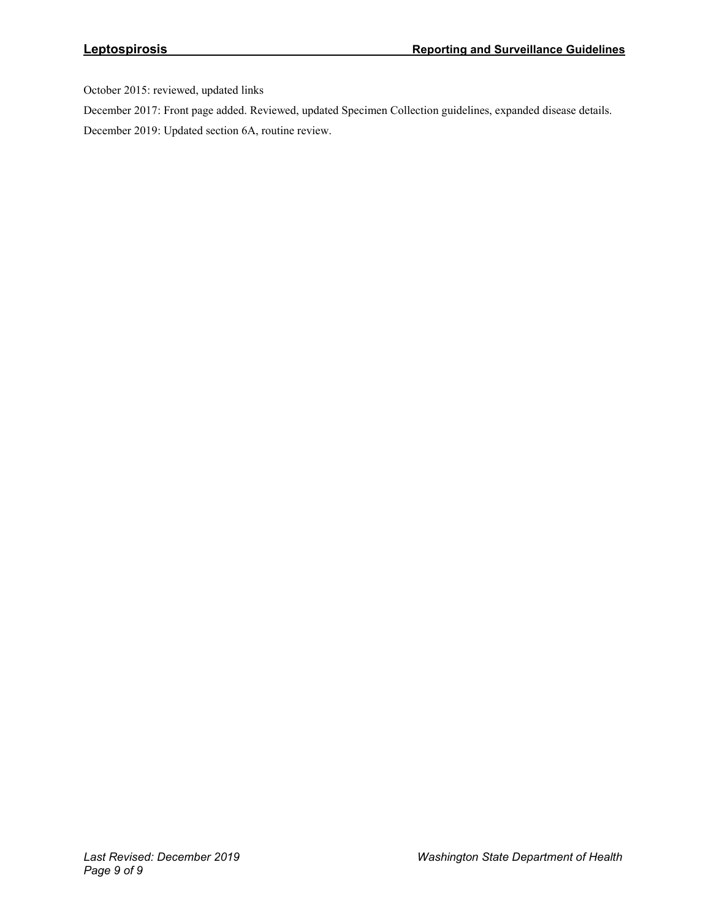October 2015: reviewed, updated links

December 2017: Front page added. Reviewed, updated Specimen Collection guidelines, expanded disease details.

December 2019: Updated section 6A, routine review.